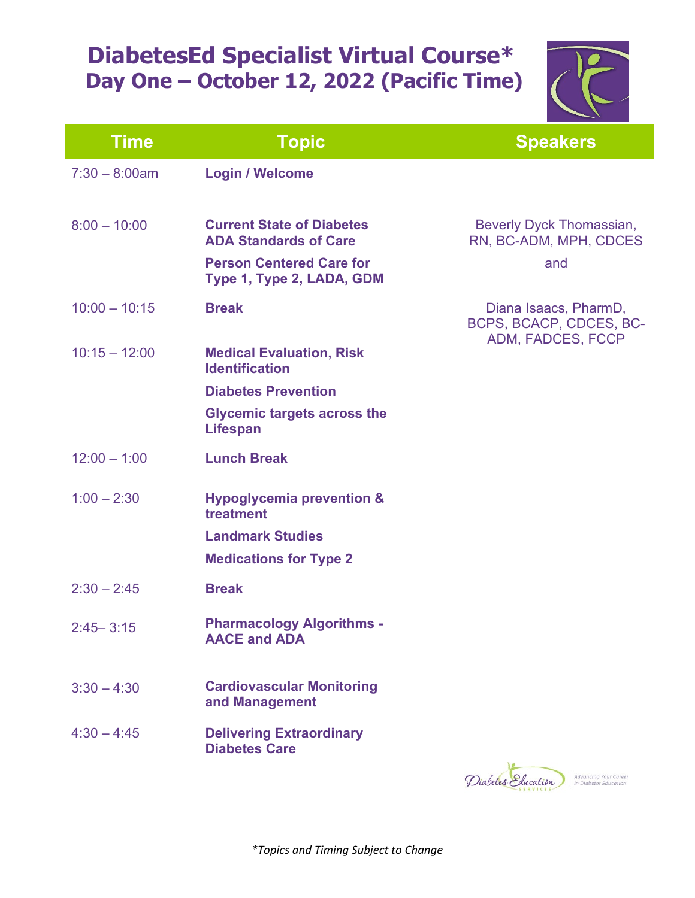# DiabetesEd Specialist Virtual Course*
## Day One – October 12, 2022 (Pacific Time)

| Time | Topic | Speakers |
|---|---|---|
| 7:30 – 8:00am | **Login / Welcome** | |
| 8:00 – 10:00 | **Current State of Diabetes ADA Standards of Care**<br>**Person Centered Care for Type 1, Type 2, LADA, GDM** | Beverly Dyck Thomassian, RN, BC-ADM, MPH, CDCES<br>and |
| 10:00 – 10:15 | **Break** | Diana Isaacs, PharmD, BCPS, BCACP, CDCES, BC-ADM, FADCES, FCCP |
| 10:15 – 12:00 | **Medical Evaluation, Risk Identification**<br>**Diabetes Prevention**<br>**Glycemic targets across the Lifespan** | |
| 12:00 – 1:00 | **Lunch Break** | |
| 1:00 – 2:30 | **Hypoglycemia prevention & treatment**<br>**Landmark Studies**<br>**Medications for Type 2** | |
| 2:30 – 2:45 | **Break** | |
| 2:45– 3:15 | **Pharmacology Algorithms - AACE and ADA** | |
| 3:30 – 4:30 | **Cardiovascular Monitoring and Management** | |
| 4:30 – 4:45 | **Delivering Extraordinary Diabetes Care** | |

Diabetes Education Services
Advancing Your Career in Diabetes Education

*\*Topics and Timing Subject to Change*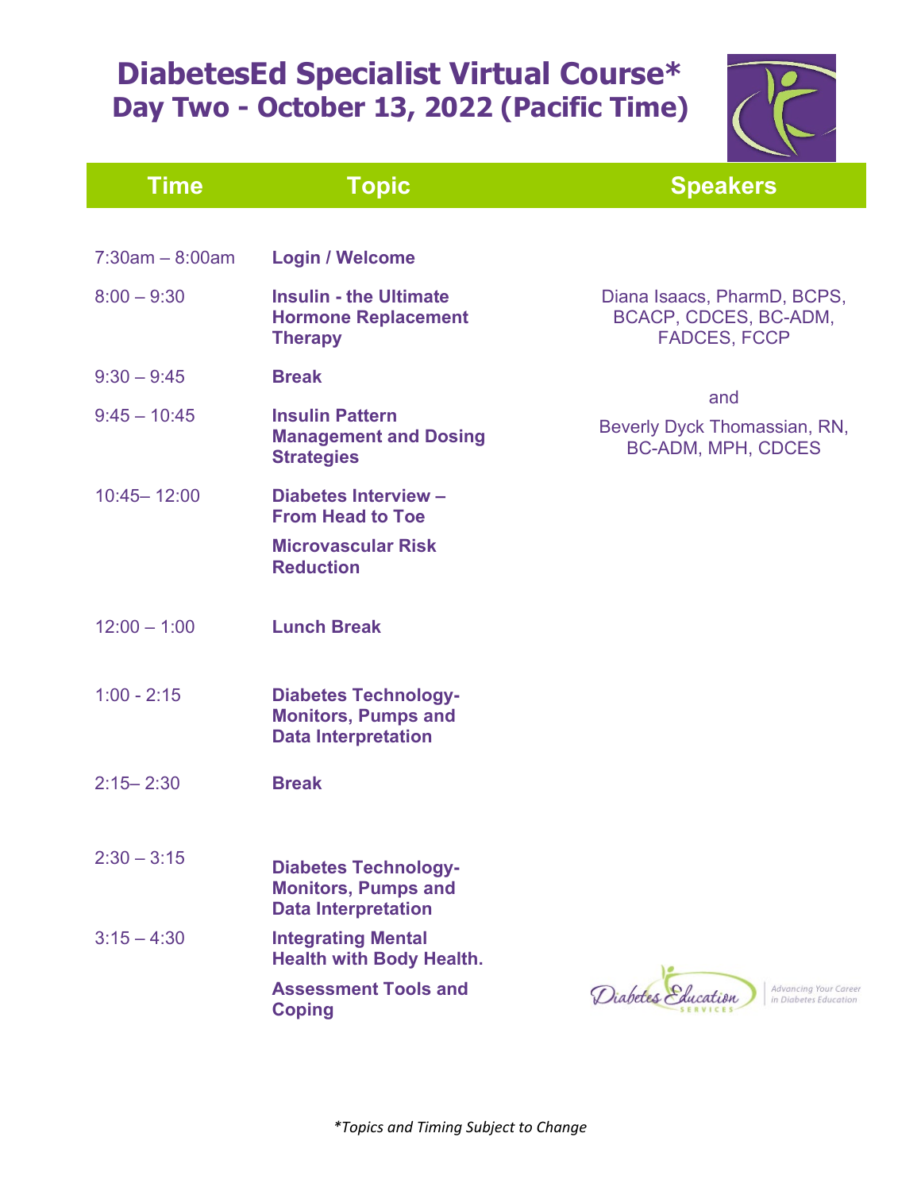# DiabetesEd Specialist Virtual Course*
## Day Two - October 13, 2022 (Pacific Time)

| Time | Topic | Speakers |
|---|---|---|
| 7:30am – 8:00am | **Login / Welcome** | |
| 8:00 – 9:30 | **Insulin - the Ultimate Hormone Replacement Therapy** | Diana Isaacs, PharmD, BCPS, BCACP, CDCES, BC-ADM, FADCES, FCCP |
| 9:30 – 9:45 | **Break** | and |
| 9:45 – 10:45 | **Insulin Pattern Management and Dosing Strategies** | Beverly Dyck Thomassian, RN, BC-ADM, MPH, CDCES |
| 10:45– 12:00 | **Diabetes Interview – From Head to Toe**<br>**Microvascular Risk Reduction** | |
| 12:00 – 1:00 | **Lunch Break** | |
| 1:00 - 2:15 | **Diabetes Technology- Monitors, Pumps and Data Interpretation** | |
| 2:15– 2:30 | **Break** | |
| 2:30 – 3:15 | **Diabetes Technology- Monitors, Pumps and Data Interpretation** | |
| 3:15 – 4:30 | **Integrating Mental Health with Body Health.**<br>**Assessment Tools and Coping** | |

Diabetes Education Services — Advancing Your Career in Diabetes Education

*Topics and Timing Subject to Change*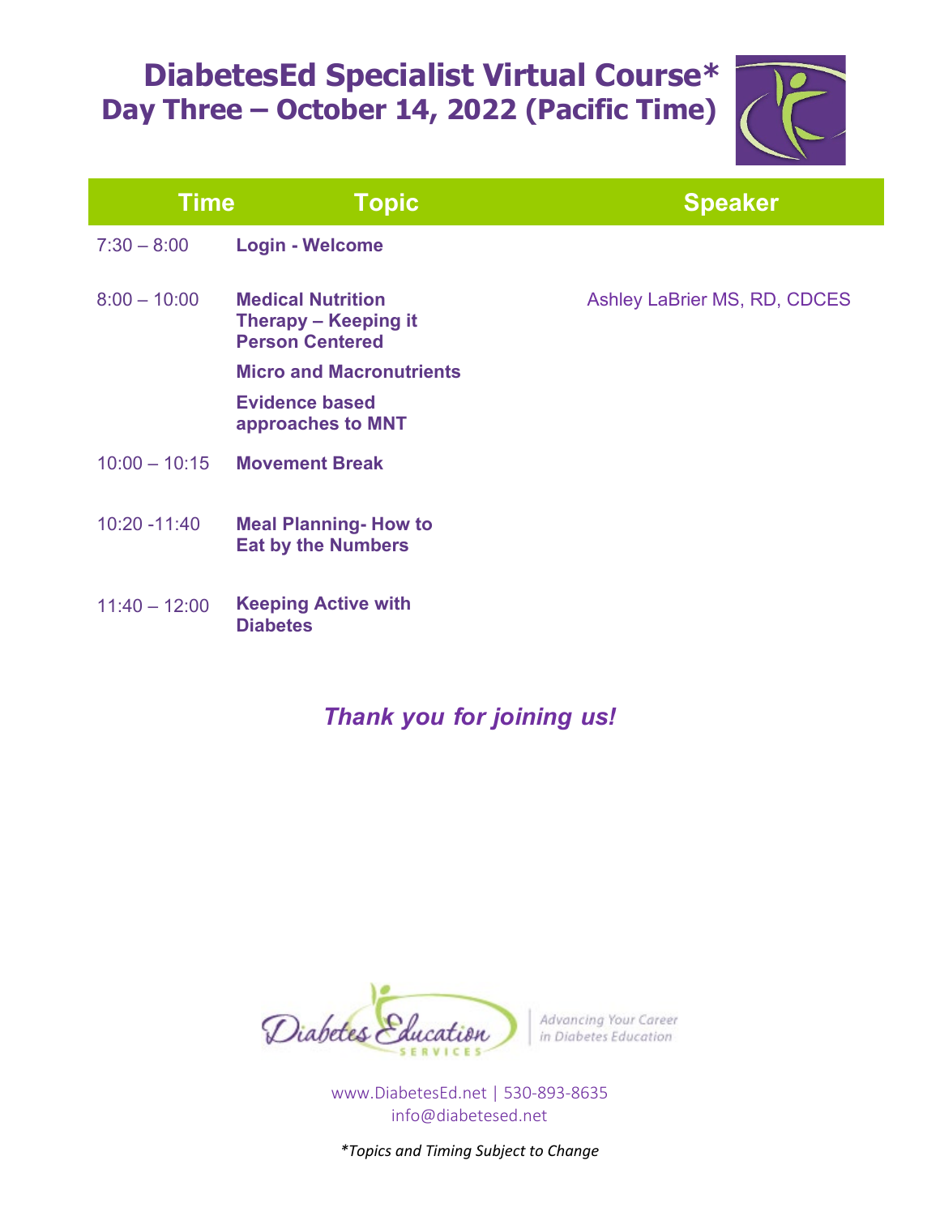# DiabetesEd Specialist Virtual Course*
## Day Three – October 14, 2022 (Pacific Time)

| Time | Topic | Speaker |
|---|---|---|
| 7:30 – 8:00 | **Login - Welcome** | |
| 8:00 – 10:00 | **Medical Nutrition Therapy – Keeping it Person Centered**<br>**Micro and Macronutrients**<br>**Evidence based approaches to MNT** | Ashley LaBrier MS, RD, CDCES |
| 10:00 – 10:15 | **Movement Break** | |
| 10:20 -11:40 | **Meal Planning- How to Eat by the Numbers** | |
| 11:40 – 12:00 | **Keeping Active with Diabetes** | |

***Thank you for joining us!***

Diabetes Education Services | Advancing Your Career in Diabetes Education

www.DiabetesEd.net | 530-893-8635
info@diabetesed.net

**Topics and Timing Subject to Change*